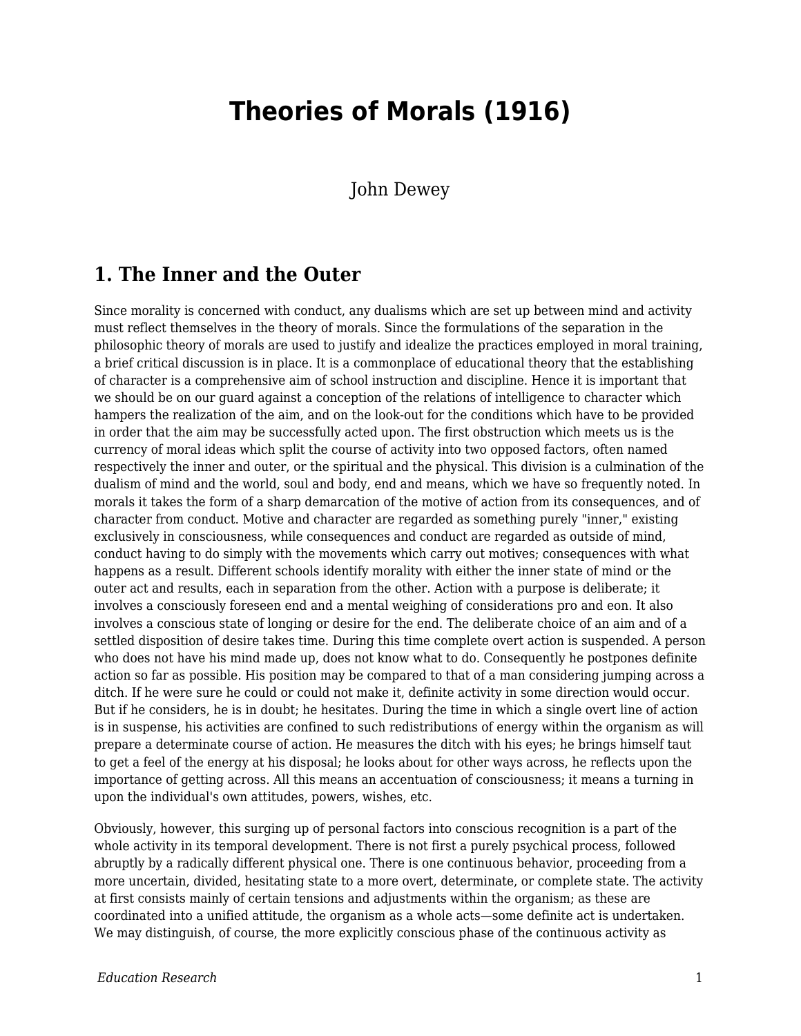# Theories of Morals (1916)

John Dewey

## 1. The Inner and the Outer

Since morality is concerned with conduct, any dualisms which are set up between mind and activity must reflect themselves in the theory of morals. Since the formulations of the separation in the philosophic theory of morals are used to justify and idealize the practices employed in moral training, a brief critical discussion is in place. It is a commonplace of educational theory that the establishing of character is a comprehensive aim of school instruction and discipline. Hence it is important that we should be on our guard against a conception of the relations of intelligence to character which hampers the realization of the aim, and on the look-out for the conditions which have to be provided in order that the aim may be successfully acted upon. The first obstruction which meets us is the currency of moral ideas which split the course of activity into two opposed factors, often named respectively the inner and outer, or the spiritual and the physical. This division is a culmination of the dualism of mind and the world, soul and body, end and means, which we have so frequently noted. In morals it takes the form of a sharp demarcation of the motive of action from its consequences, and of character from conduct. Motive and character are regarded as something purely "inner," existing exclusively in consciousness, while consequences and conduct are regarded as outside of mind, conduct having to do simply with the movements which carry out motives; consequences with what happens as a result. Different schools identify morality with either the inner state of mind or the outer act and results, each in separation from the other. Action with a purpose is deliberate; it involves a consciously foreseen end and a mental weighing of considerations pro and eon. It also involves a conscious state of longing or desire for the end. The deliberate choice of an aim and of a settled disposition of desire takes time. During this time complete overt action is suspended. A person who does not have his mind made up, does not know what to do. Consequently he postpones definite action so far as possible. His position may be compared to that of a man considering jumping across a ditch. If he were sure he could or could not make it, definite activity in some direction would occur. But if he considers, he is in doubt; he hesitates. During the time in which a single overt line of action is in suspense, his activities are confined to such redistributions of energy within the organism as will prepare a determinate course of action. He measures the ditch with his eyes; he brings himself taut to get a feel of the energy at his disposal; he looks about for other ways across, he reflects upon the importance of getting across. All this means an accentuation of consciousness; it means a turning in upon the individual's own attitudes, powers, wishes, etc.

Obviously, however, this surging up of personal factors into conscious recognition is a part of the whole activity in its temporal development. There is not first a purely psychical process, followed abruptly by a radically different physical one. There is one continuous behavior, proceeding from a more uncertain, divided, hesitating state to a more overt, determinate, or complete state. The activity at first consists mainly of certain tensions and adjustments within the organism; as these are coordinated into a unified attitude, the organism as a whole acts—some definite act is undertaken. We may distinguish, of course, the more explicitly conscious phase of the continuous activity as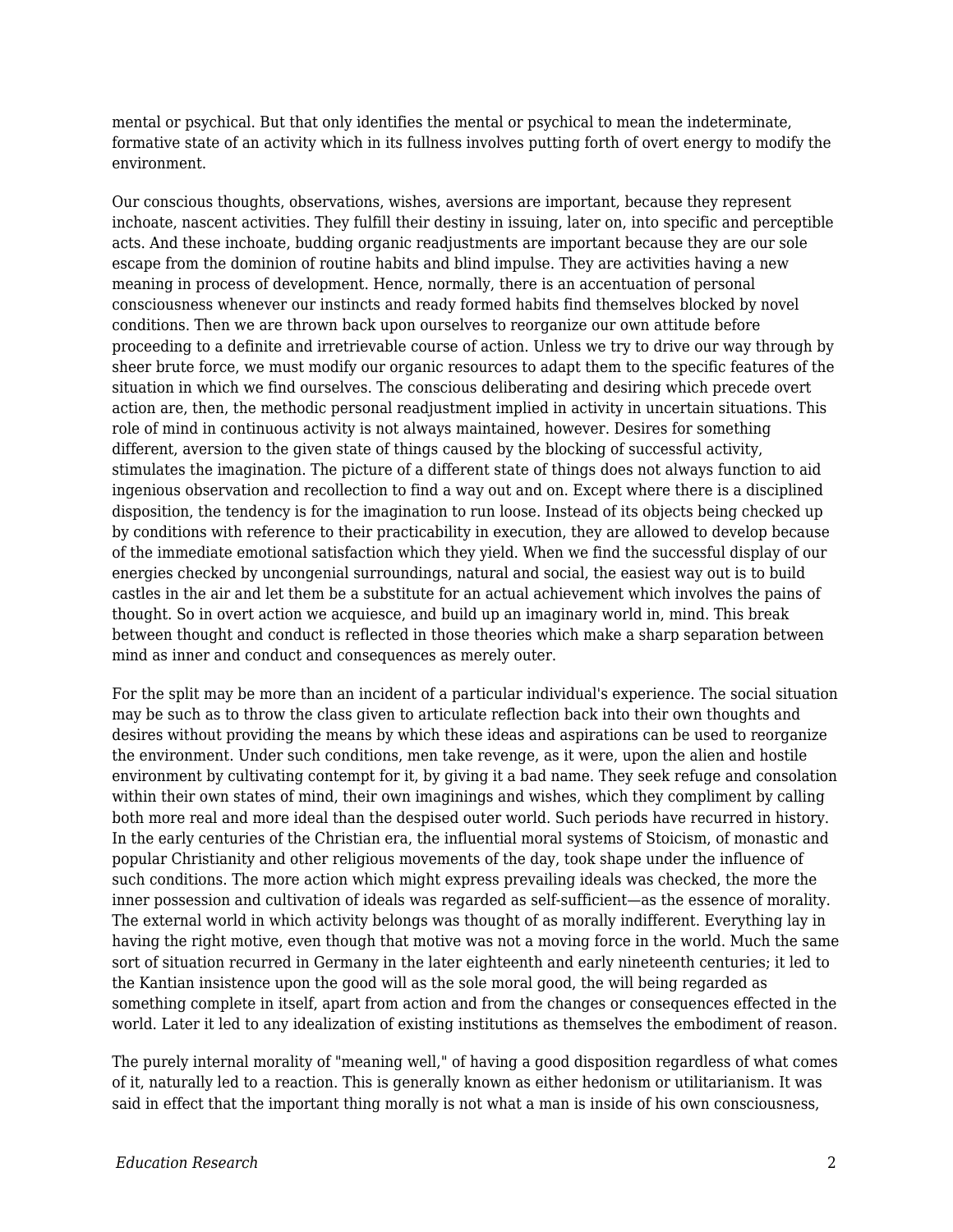mental or psychical. But that only identifies the mental or psychical to mean the indeterminate, formative state of an activity which in its fullness involves putting forth of overt energy to modify the environment.

Our conscious thoughts, observations, wishes, aversions are important, because they represent inchoate, nascent activities. They fulfill their destiny in issuing, later on, into specific and perceptible acts. And these inchoate, budding organic readjustments are important because they are our sole escape from the dominion of routine habits and blind impulse. They are activities having a new meaning in process of development. Hence, normally, there is an accentuation of personal consciousness whenever our instincts and ready formed habits find themselves blocked by novel conditions. Then we are thrown back upon ourselves to reorganize our own attitude before proceeding to a definite and irretrievable course of action. Unless we try to drive our way through by sheer brute force, we must modify our organic resources to adapt them to the specific features of the situation in which we find ourselves. The conscious deliberating and desiring which precede overt action are, then, the methodic personal readjustment implied in activity in uncertain situations. This role of mind in continuous activity is not always maintained, however. Desires for something different, aversion to the given state of things caused by the blocking of successful activity, stimulates the imagination. The picture of a different state of things does not always function to aid ingenious observation and recollection to find a way out and on. Except where there is a disciplined disposition, the tendency is for the imagination to run loose. Instead of its objects being checked up by conditions with reference to their practicability in execution, they are allowed to develop because of the immediate emotional satisfaction which they yield. When we find the successful display of our energies checked by uncongenial surroundings, natural and social, the easiest way out is to build castles in the air and let them be a substitute for an actual achievement which involves the pains of thought. So in overt action we acquiesce, and build up an imaginary world in, mind. This break between thought and conduct is reflected in those theories which make a sharp separation between mind as inner and conduct and consequences as merely outer.

For the split may be more than an incident of a particular individual's experience. The social situation may be such as to throw the class given to articulate reflection back into their own thoughts and desires without providing the means by which these ideas and aspirations can be used to reorganize the environment. Under such conditions, men take revenge, as it were, upon the alien and hostile environment by cultivating contempt for it, by giving it a bad name. They seek refuge and consolation within their own states of mind, their own imaginings and wishes, which they compliment by calling both more real and more ideal than the despised outer world. Such periods have recurred in history. In the early centuries of the Christian era, the influential moral systems of Stoicism, of monastic and popular Christianity and other religious movements of the day, took shape under the influence of such conditions. The more action which might express prevailing ideals was checked, the more the inner possession and cultivation of ideals was regarded as self-sufficient—as the essence of morality. The external world in which activity belongs was thought of as morally indifferent. Everything lay in having the right motive, even though that motive was not a moving force in the world. Much the same sort of situation recurred in Germany in the later eighteenth and early nineteenth centuries; it led to the Kantian insistence upon the good will as the sole moral good, the will being regarded as something complete in itself, apart from action and from the changes or consequences effected in the world. Later it led to any idealization of existing institutions as themselves the embodiment of reason.

The purely internal morality of "meaning well," of having a good disposition regardless of what comes of it, naturally led to a reaction. This is generally known as either hedonism or utilitarianism. It was said in effect that the important thing morally is not what a man is inside of his own consciousness,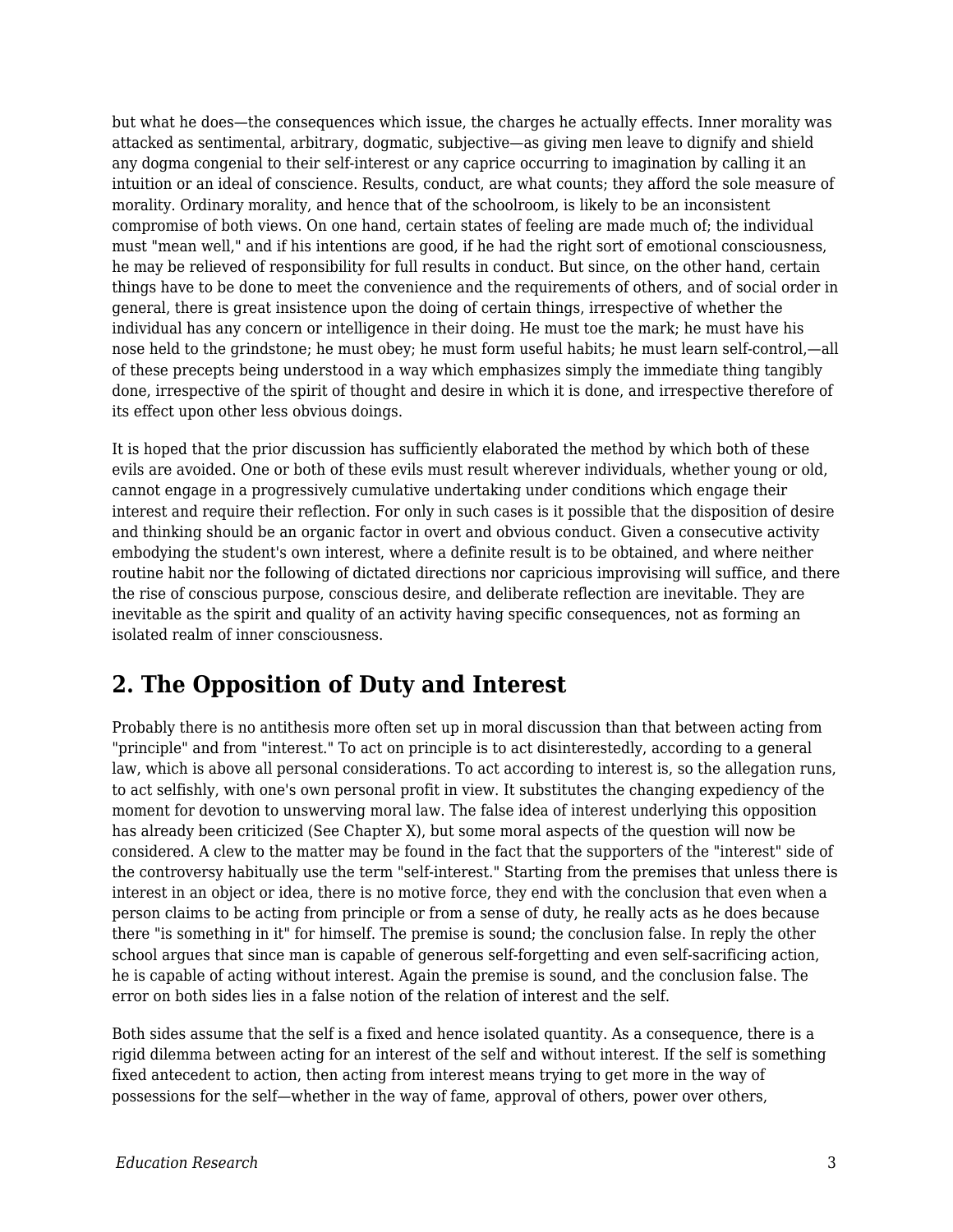but what he does—the consequences which issue, the charges he actually effects. Inner morality was attacked as sentimental, arbitrary, dogmatic, subjective—as giving men leave to dignify and shield any dogma congenial to their self-interest or any caprice occurring to imagination by calling it an intuition or an ideal of conscience. Results, conduct, are what counts; they afford the sole measure of morality. Ordinary morality, and hence that of the schoolroom, is likely to be an inconsistent compromise of both views. On one hand, certain states of feeling are made much of; the individual must "mean well," and if his intentions are good, if he had the right sort of emotional consciousness, he may be relieved of responsibility for full results in conduct. But since, on the other hand, certain things have to be done to meet the convenience and the requirements of others, and of social order in general, there is great insistence upon the doing of certain things, irrespective of whether the individual has any concern or intelligence in their doing. He must toe the mark; he must have his nose held to the grindstone; he must obey; he must form useful habits; he must learn self-control,—all of these precepts being understood in a way which emphasizes simply the immediate thing tangibly done, irrespective of the spirit of thought and desire in which it is done, and irrespective therefore of its effect upon other less obvious doings.

It is hoped that the prior discussion has sufficiently elaborated the method by which both of these evils are avoided. One or both of these evils must result wherever individuals, whether young or old, cannot engage in a progressively cumulative undertaking under conditions which engage their interest and require their reflection. For only in such cases is it possible that the disposition of desire and thinking should be an organic factor in overt and obvious conduct. Given a consecutive activity embodying the student's own interest, where a definite result is to be obtained, and where neither routine habit nor the following of dictated directions nor capricious improvising will suffice, and there the rise of conscious purpose, conscious desire, and deliberate reflection are inevitable. They are inevitable as the spirit and quality of an activity having specific consequences, not as forming an isolated realm of inner consciousness.

## 2. The Opposition of Duty and Interest

Probably there is no antithesis more often set up in moral discussion than that between acting from "principle" and from "interest." To act on principle is to act disinterestedly, according to a general law, which is above all personal considerations. To act according to interest is, so the allegation runs, to act selfishly, with one's own personal profit in view. It substitutes the changing expediency of the moment for devotion to unswerving moral law. The false idea of interest underlying this opposition has already been criticized (See Chapter X), but some moral aspects of the question will now be considered. A clew to the matter may be found in the fact that the supporters of the "interest" side of the controversy habitually use the term "self-interest." Starting from the premises that unless there is interest in an object or idea, there is no motive force, they end with the conclusion that even when a person claims to be acting from principle or from a sense of duty, he really acts as he does because there "is something in it" for himself. The premise is sound; the conclusion false. In reply the other school argues that since man is capable of generous self-forgetting and even self-sacrificing action, he is capable of acting without interest. Again the premise is sound, and the conclusion false. The error on both sides lies in a false notion of the relation of interest and the self.

Both sides assume that the self is a fixed and hence isolated quantity. As a consequence, there is a rigid dilemma between acting for an interest of the self and without interest. If the self is something fixed antecedent to action, then acting from interest means trying to get more in the way of possessions for the self—whether in the way of fame, approval of others, power over others,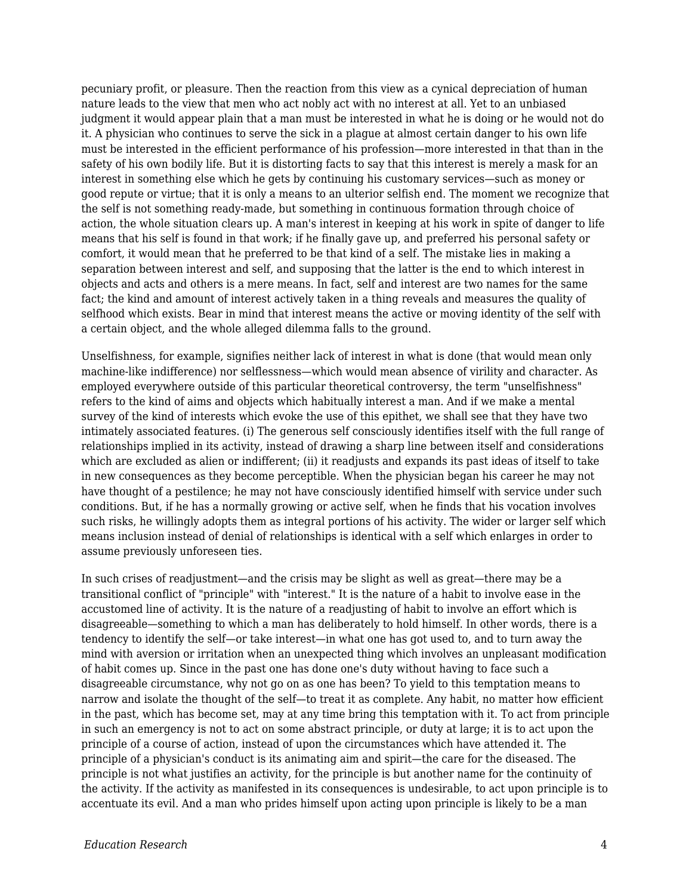pecuniary profit, or pleasure. Then the reaction from this view as a cynical depreciation of human nature leads to the view that men who act nobly act with no interest at all. Yet to an unbiased judgment it would appear plain that a man must be interested in what he is doing or he would not do it. A physician who continues to serve the sick in a plague at almost certain danger to his own life must be interested in the efficient performance of his profession—more interested in that than in the safety of his own bodily life. But it is distorting facts to say that this interest is merely a mask for an interest in something else which he gets by continuing his customary services—such as money or good repute or virtue; that it is only a means to an ulterior selfish end. The moment we recognize that the self is not something ready-made, but something in continuous formation through choice of action, the whole situation clears up. A man's interest in keeping at his work in spite of danger to life means that his self is found in that work; if he finally gave up, and preferred his personal safety or comfort, it would mean that he preferred to be that kind of a self. The mistake lies in making a separation between interest and self, and supposing that the latter is the end to which interest in objects and acts and others is a mere means. In fact, self and interest are two names for the same fact; the kind and amount of interest actively taken in a thing reveals and measures the quality of selfhood which exists. Bear in mind that interest means the active or moving identity of the self with a certain object, and the whole alleged dilemma falls to the ground.

Unselfishness, for example, signifies neither lack of interest in what is done (that would mean only machine-like indifference) nor selflessness—which would mean absence of virility and character. As employed everywhere outside of this particular theoretical controversy, the term "unselfishness" refers to the kind of aims and objects which habitually interest a man. And if we make a mental survey of the kind of interests which evoke the use of this epithet, we shall see that they have two intimately associated features. (i) The generous self consciously identifies itself with the full range of relationships implied in its activity, instead of drawing a sharp line between itself and considerations which are excluded as alien or indifferent; (ii) it readjusts and expands its past ideas of itself to take in new consequences as they become perceptible. When the physician began his career he may not have thought of a pestilence; he may not have consciously identified himself with service under such conditions. But, if he has a normally growing or active self, when he finds that his vocation involves such risks, he willingly adopts them as integral portions of his activity. The wider or larger self which means inclusion instead of denial of relationships is identical with a self which enlarges in order to assume previously unforeseen ties.

In such crises of readjustment—and the crisis may be slight as well as great—there may be a transitional conflict of "principle" with "interest." It is the nature of a habit to involve ease in the accustomed line of activity. It is the nature of a readjusting of habit to involve an effort which is disagreeable—something to which a man has deliberately to hold himself. In other words, there is a tendency to identify the self—or take interest—in what one has got used to, and to turn away the mind with aversion or irritation when an unexpected thing which involves an unpleasant modification of habit comes up. Since in the past one has done one's duty without having to face such a disagreeable circumstance, why not go on as one has been? To yield to this temptation means to narrow and isolate the thought of the self—to treat it as complete. Any habit, no matter how efficient in the past, which has become set, may at any time bring this temptation with it. To act from principle in such an emergency is not to act on some abstract principle, or duty at large; it is to act upon the principle of a course of action, instead of upon the circumstances which have attended it. The principle of a physician's conduct is its animating aim and spirit—the care for the diseased. The principle is not what justifies an activity, for the principle is but another name for the continuity of the activity. If the activity as manifested in its consequences is undesirable, to act upon principle is to accentuate its evil. And a man who prides himself upon acting upon principle is likely to be a man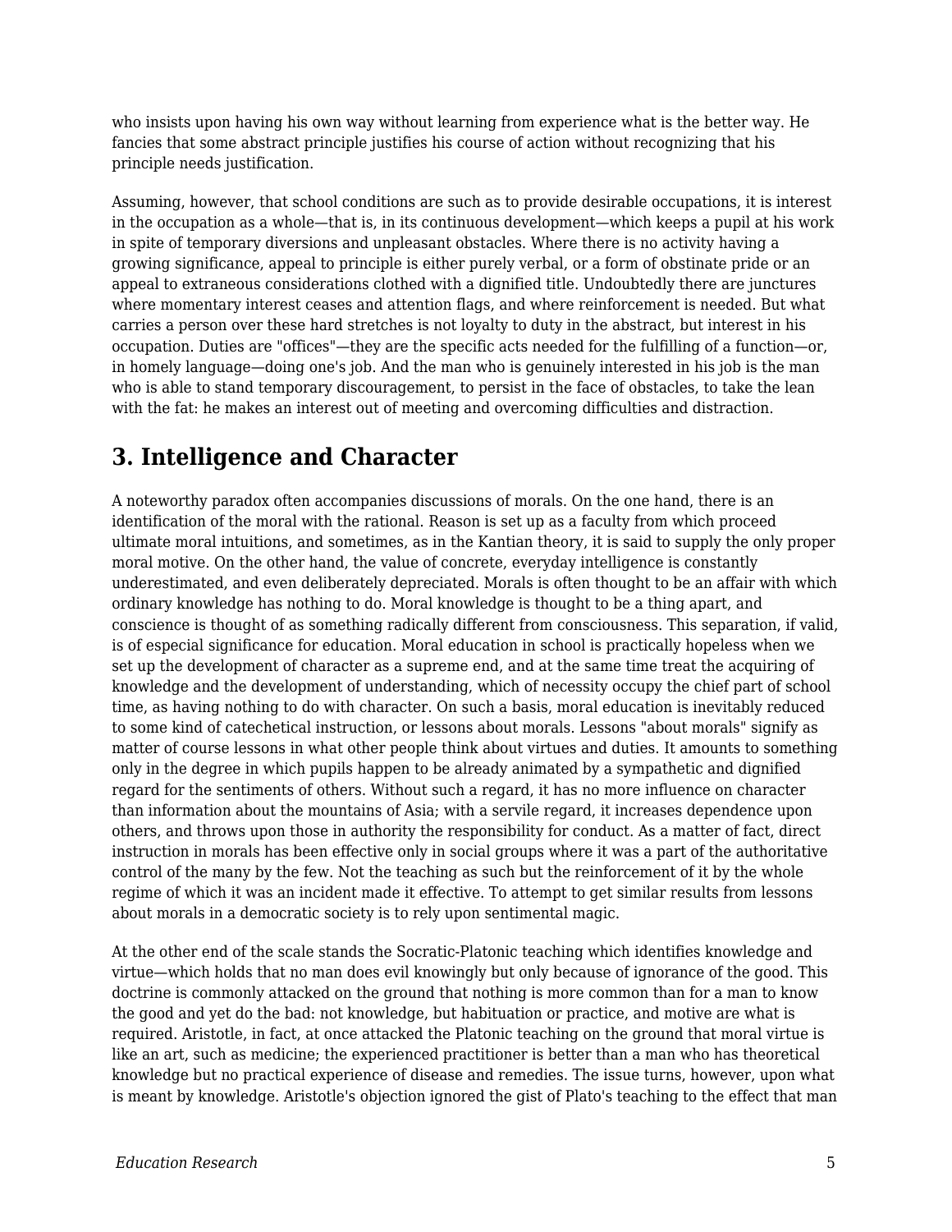who insists upon having his own way without learning from experience what is the better way. He fancies that some abstract principle justifies his course of action without recognizing that his principle needs justification.

Assuming, however, that school conditions are such as to provide desirable occupations, it is interest in the occupation as a whole—that is, in its continuous development—which keeps a pupil at his work in spite of temporary diversions and unpleasant obstacles. Where there is no activity having a growing significance, appeal to principle is either purely verbal, or a form of obstinate pride or an appeal to extraneous considerations clothed with a dignified title. Undoubtedly there are junctures where momentary interest ceases and attention flags, and where reinforcement is needed. But what carries a person over these hard stretches is not loyalty to duty in the abstract, but interest in his occupation. Duties are "offices"—they are the specific acts needed for the fulfilling of a function—or, in homely language—doing one's job. And the man who is genuinely interested in his job is the man who is able to stand temporary discouragement, to persist in the face of obstacles, to take the lean with the fat: he makes an interest out of meeting and overcoming difficulties and distraction.

## 3. Intelligence and Character

A noteworthy paradox often accompanies discussions of morals. On the one hand, there is an identification of the moral with the rational. Reason is set up as a faculty from which proceed ultimate moral intuitions, and sometimes, as in the Kantian theory, it is said to supply the only proper moral motive. On the other hand, the value of concrete, everyday intelligence is constantly underestimated, and even deliberately depreciated. Morals is often thought to be an affair with which ordinary knowledge has nothing to do. Moral knowledge is thought to be a thing apart, and conscience is thought of as something radically different from consciousness. This separation, if valid, is of especial significance for education. Moral education in school is practically hopeless when we set up the development of character as a supreme end, and at the same time treat the acquiring of knowledge and the development of understanding, which of necessity occupy the chief part of school time, as having nothing to do with character. On such a basis, moral education is inevitably reduced to some kind of catechetical instruction, or lessons about morals. Lessons "about morals" signify as matter of course lessons in what other people think about virtues and duties. It amounts to something only in the degree in which pupils happen to be already animated by a sympathetic and dignified regard for the sentiments of others. Without such a regard, it has no more influence on character than information about the mountains of Asia; with a servile regard, it increases dependence upon others, and throws upon those in authority the responsibility for conduct. As a matter of fact, direct instruction in morals has been effective only in social groups where it was a part of the authoritative control of the many by the few. Not the teaching as such but the reinforcement of it by the whole regime of which it was an incident made it effective. To attempt to get similar results from lessons about morals in a democratic society is to rely upon sentimental magic.

At the other end of the scale stands the Socratic-Platonic teaching which identifies knowledge and virtue—which holds that no man does evil knowingly but only because of ignorance of the good. This doctrine is commonly attacked on the ground that nothing is more common than for a man to know the good and yet do the bad: not knowledge, but habituation or practice, and motive are what is required. Aristotle, in fact, at once attacked the Platonic teaching on the ground that moral virtue is like an art, such as medicine; the experienced practitioner is better than a man who has theoretical knowledge but no practical experience of disease and remedies. The issue turns, however, upon what is meant by knowledge. Aristotle's objection ignored the gist of Plato's teaching to the effect that man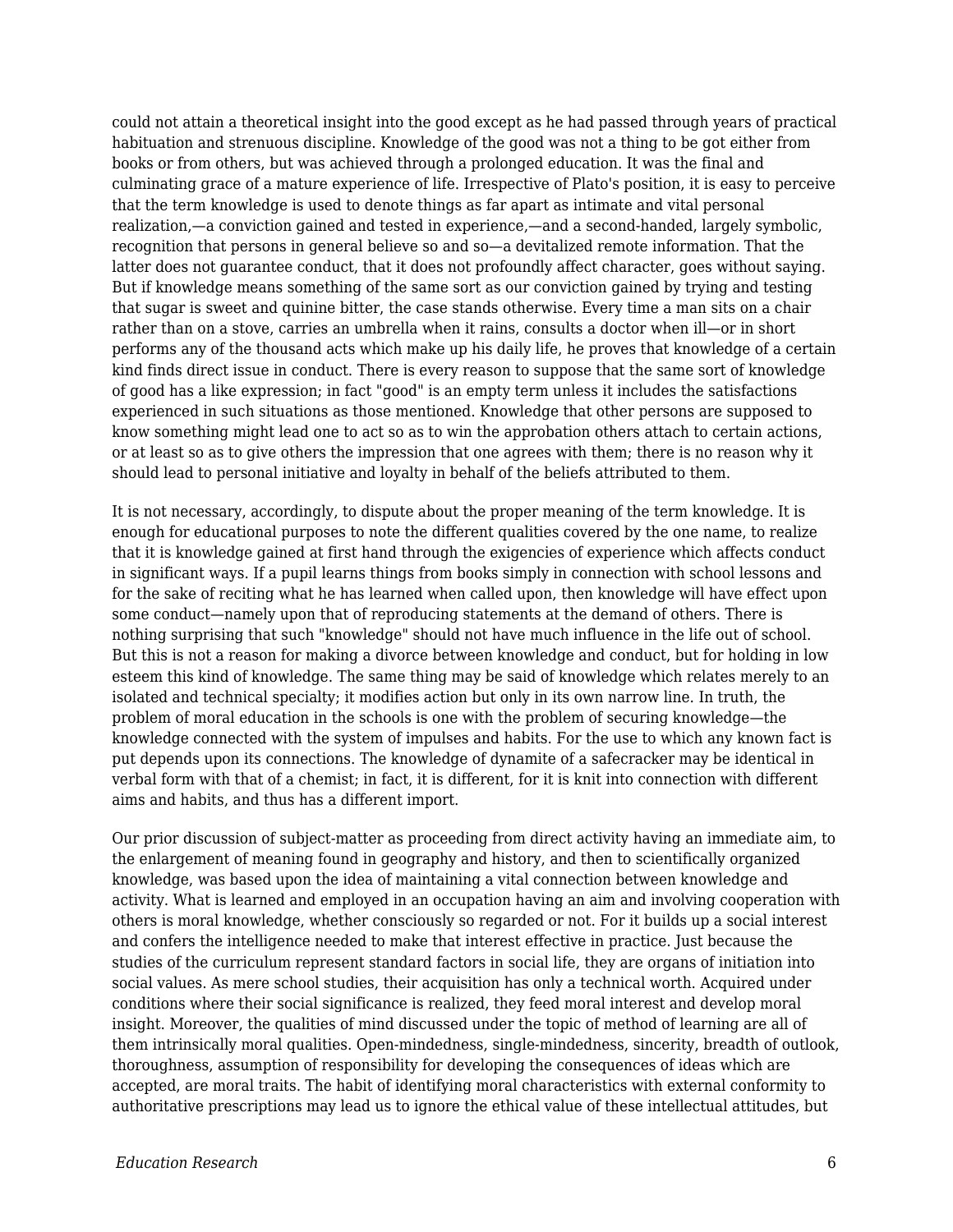could not attain a theoretical insight into the good except as he had passed through years of practical habituation and strenuous discipline. Knowledge of the good was not a thing to be got either from books or from others, but was achieved through a prolonged education. It was the final and culminating grace of a mature experience of life. Irrespective of Plato's position, it is easy to perceive that the term knowledge is used to denote things as far apart as intimate and vital personal realization,—a conviction gained and tested in experience,—and a second-handed, largely symbolic, recognition that persons in general believe so and so—a devitalized remote information. That the latter does not guarantee conduct, that it does not profoundly affect character, goes without saying. But if knowledge means something of the same sort as our conviction gained by trying and testing that sugar is sweet and quinine bitter, the case stands otherwise. Every time a man sits on a chair rather than on a stove, carries an umbrella when it rains, consults a doctor when ill—or in short performs any of the thousand acts which make up his daily life, he proves that knowledge of a certain kind finds direct issue in conduct. There is every reason to suppose that the same sort of knowledge of good has a like expression; in fact "good" is an empty term unless it includes the satisfactions experienced in such situations as those mentioned. Knowledge that other persons are supposed to know something might lead one to act so as to win the approbation others attach to certain actions, or at least so as to give others the impression that one agrees with them; there is no reason why it should lead to personal initiative and loyalty in behalf of the beliefs attributed to them.

It is not necessary, accordingly, to dispute about the proper meaning of the term knowledge. It is enough for educational purposes to note the different qualities covered by the one name, to realize that it is knowledge gained at first hand through the exigencies of experience which affects conduct in significant ways. If a pupil learns things from books simply in connection with school lessons and for the sake of reciting what he has learned when called upon, then knowledge will have effect upon some conduct—namely upon that of reproducing statements at the demand of others. There is nothing surprising that such "knowledge" should not have much influence in the life out of school. But this is not a reason for making a divorce between knowledge and conduct, but for holding in low esteem this kind of knowledge. The same thing may be said of knowledge which relates merely to an isolated and technical specialty; it modifies action but only in its own narrow line. In truth, the problem of moral education in the schools is one with the problem of securing knowledge—the knowledge connected with the system of impulses and habits. For the use to which any known fact is put depends upon its connections. The knowledge of dynamite of a safecracker may be identical in verbal form with that of a chemist; in fact, it is different, for it is knit into connection with different aims and habits, and thus has a different import.

Our prior discussion of subject-matter as proceeding from direct activity having an immediate aim, to the enlargement of meaning found in geography and history, and then to scientifically organized knowledge, was based upon the idea of maintaining a vital connection between knowledge and activity. What is learned and employed in an occupation having an aim and involving cooperation with others is moral knowledge, whether consciously so regarded or not. For it builds up a social interest and confers the intelligence needed to make that interest effective in practice. Just because the studies of the curriculum represent standard factors in social life, they are organs of initiation into social values. As mere school studies, their acquisition has only a technical worth. Acquired under conditions where their social significance is realized, they feed moral interest and develop moral insight. Moreover, the qualities of mind discussed under the topic of method of learning are all of them intrinsically moral qualities. Open-mindedness, single-mindedness, sincerity, breadth of outlook, thoroughness, assumption of responsibility for developing the consequences of ideas which are accepted, are moral traits. The habit of identifying moral characteristics with external conformity to authoritative prescriptions may lead us to ignore the ethical value of these intellectual attitudes, but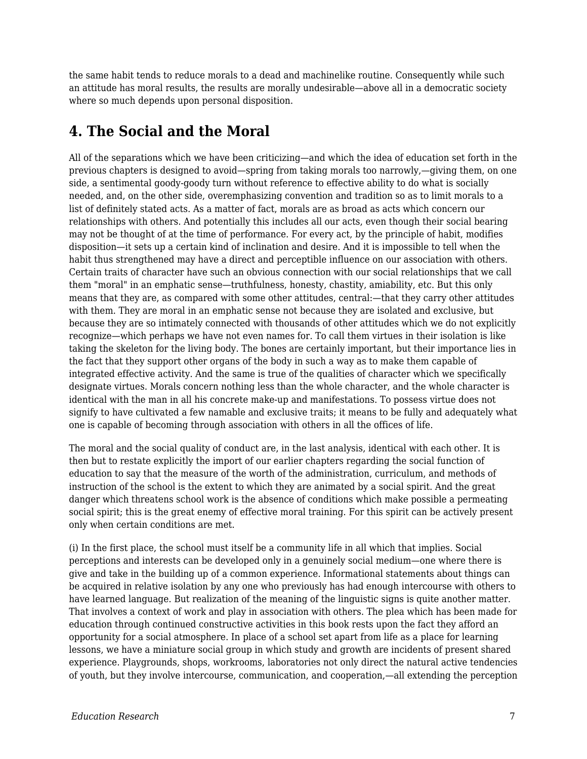the same habit tends to reduce morals to a dead and machinelike routine. Consequently while such an attitude has moral results, the results are morally undesirable—above all in a democratic society where so much depends upon personal disposition.

## 4. The Social and the Moral

All of the separations which we have been criticizing—and which the idea of education set forth in the previous chapters is designed to avoid—spring from taking morals too narrowly,—giving them, on one side, a sentimental goody-goody turn without reference to effective ability to do what is socially needed, and, on the other side, overemphasizing convention and tradition so as to limit morals to a list of definitely stated acts. As a matter of fact, morals are as broad as acts which concern our relationships with others. And potentially this includes all our acts, even though their social bearing may not be thought of at the time of performance. For every act, by the principle of habit, modifies disposition—it sets up a certain kind of inclination and desire. And it is impossible to tell when the habit thus strengthened may have a direct and perceptible influence on our association with others. Certain traits of character have such an obvious connection with our social relationships that we call them "moral" in an emphatic sense—truthfulness, honesty, chastity, amiability, etc. But this only means that they are, as compared with some other attitudes, central:—that they carry other attitudes with them. They are moral in an emphatic sense not because they are isolated and exclusive, but because they are so intimately connected with thousands of other attitudes which we do not explicitly recognize—which perhaps we have not even names for. To call them virtues in their isolation is like taking the skeleton for the living body. The bones are certainly important, but their importance lies in the fact that they support other organs of the body in such a way as to make them capable of integrated effective activity. And the same is true of the qualities of character which we specifically designate virtues. Morals concern nothing less than the whole character, and the whole character is identical with the man in all his concrete make-up and manifestations. To possess virtue does not signify to have cultivated a few namable and exclusive traits; it means to be fully and adequately what one is capable of becoming through association with others in all the offices of life.

The moral and the social quality of conduct are, in the last analysis, identical with each other. It is then but to restate explicitly the import of our earlier chapters regarding the social function of education to say that the measure of the worth of the administration, curriculum, and methods of instruction of the school is the extent to which they are animated by a social spirit. And the great danger which threatens school work is the absence of conditions which make possible a permeating social spirit; this is the great enemy of effective moral training. For this spirit can be actively present only when certain conditions are met.

(i) In the first place, the school must itself be a community life in all which that implies. Social perceptions and interests can be developed only in a genuinely social medium—one where there is give and take in the building up of a common experience. Informational statements about things can be acquired in relative isolation by any one who previously has had enough intercourse with others to have learned language. But realization of the meaning of the linguistic signs is quite another matter. That involves a context of work and play in association with others. The plea which has been made for education through continued constructive activities in this book rests upon the fact they afford an opportunity for a social atmosphere. In place of a school set apart from life as a place for learning lessons, we have a miniature social group in which study and growth are incidents of present shared experience. Playgrounds, shops, workrooms, laboratories not only direct the natural active tendencies of youth, but they involve intercourse, communication, and cooperation,—all extending the perception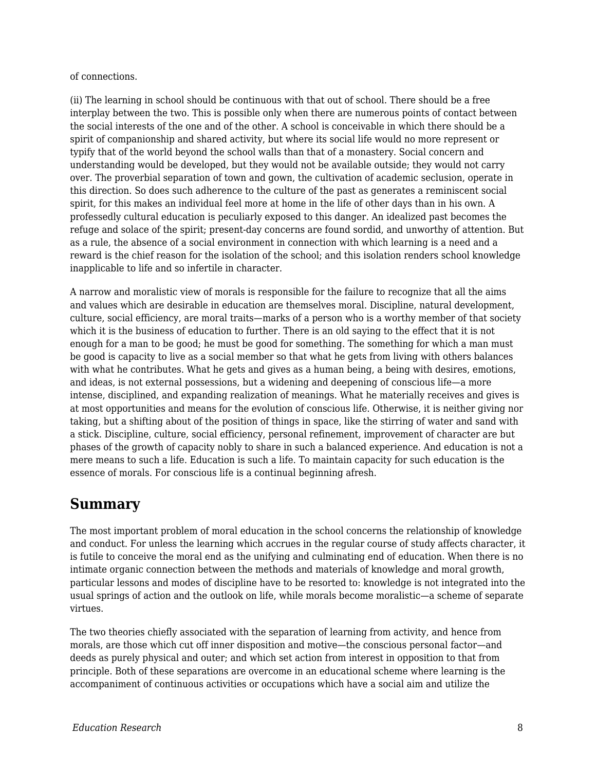of connections.

(ii) The learning in school should be continuous with that out of school. There should be a free interplay between the two. This is possible only when there are numerous points of contact between the social interests of the one and of the other. A school is conceivable in which there should be a spirit of companionship and shared activity, but where its social life would no more represent or typify that of the world beyond the school walls than that of a monastery. Social concern and understanding would be developed, but they would not be available outside; they would not carry over. The proverbial separation of town and gown, the cultivation of academic seclusion, operate in this direction. So does such adherence to the culture of the past as generates a reminiscent social spirit, for this makes an individual feel more at home in the life of other days than in his own. A professedly cultural education is peculiarly exposed to this danger. An idealized past becomes the refuge and solace of the spirit; present-day concerns are found sordid, and unworthy of attention. But as a rule, the absence of a social environment in connection with which learning is a need and a reward is the chief reason for the isolation of the school; and this isolation renders school knowledge inapplicable to life and so infertile in character.

A narrow and moralistic view of morals is responsible for the failure to recognize that all the aims and values which are desirable in education are themselves moral. Discipline, natural development, culture, social efficiency, are moral traits—marks of a person who is a worthy member of that society which it is the business of education to further. There is an old saying to the effect that it is not enough for a man to be good; he must be good for something. The something for which a man must be good is capacity to live as a social member so that what he gets from living with others balances with what he contributes. What he gets and gives as a human being, a being with desires, emotions, and ideas, is not external possessions, but a widening and deepening of conscious life—a more intense, disciplined, and expanding realization of meanings. What he materially receives and gives is at most opportunities and means for the evolution of conscious life. Otherwise, it is neither giving nor taking, but a shifting about of the position of things in space, like the stirring of water and sand with a stick. Discipline, culture, social efficiency, personal refinement, improvement of character are but phases of the growth of capacity nobly to share in such a balanced experience. And education is not a mere means to such a life. Education is such a life. To maintain capacity for such education is the essence of morals. For conscious life is a continual beginning afresh.

## Summary

The most important problem of moral education in the school concerns the relationship of knowledge and conduct. For unless the learning which accrues in the regular course of study affects character, it is futile to conceive the moral end as the unifying and culminating end of education. When there is no intimate organic connection between the methods and materials of knowledge and moral growth, particular lessons and modes of discipline have to be resorted to: knowledge is not integrated into the usual springs of action and the outlook on life, while morals become moralistic—a scheme of separate virtues.

The two theories chiefly associated with the separation of learning from activity, and hence from morals, are those which cut off inner disposition and motive—the conscious personal factor—and deeds as purely physical and outer; and which set action from interest in opposition to that from principle. Both of these separations are overcome in an educational scheme where learning is the accompaniment of continuous activities or occupations which have a social aim and utilize the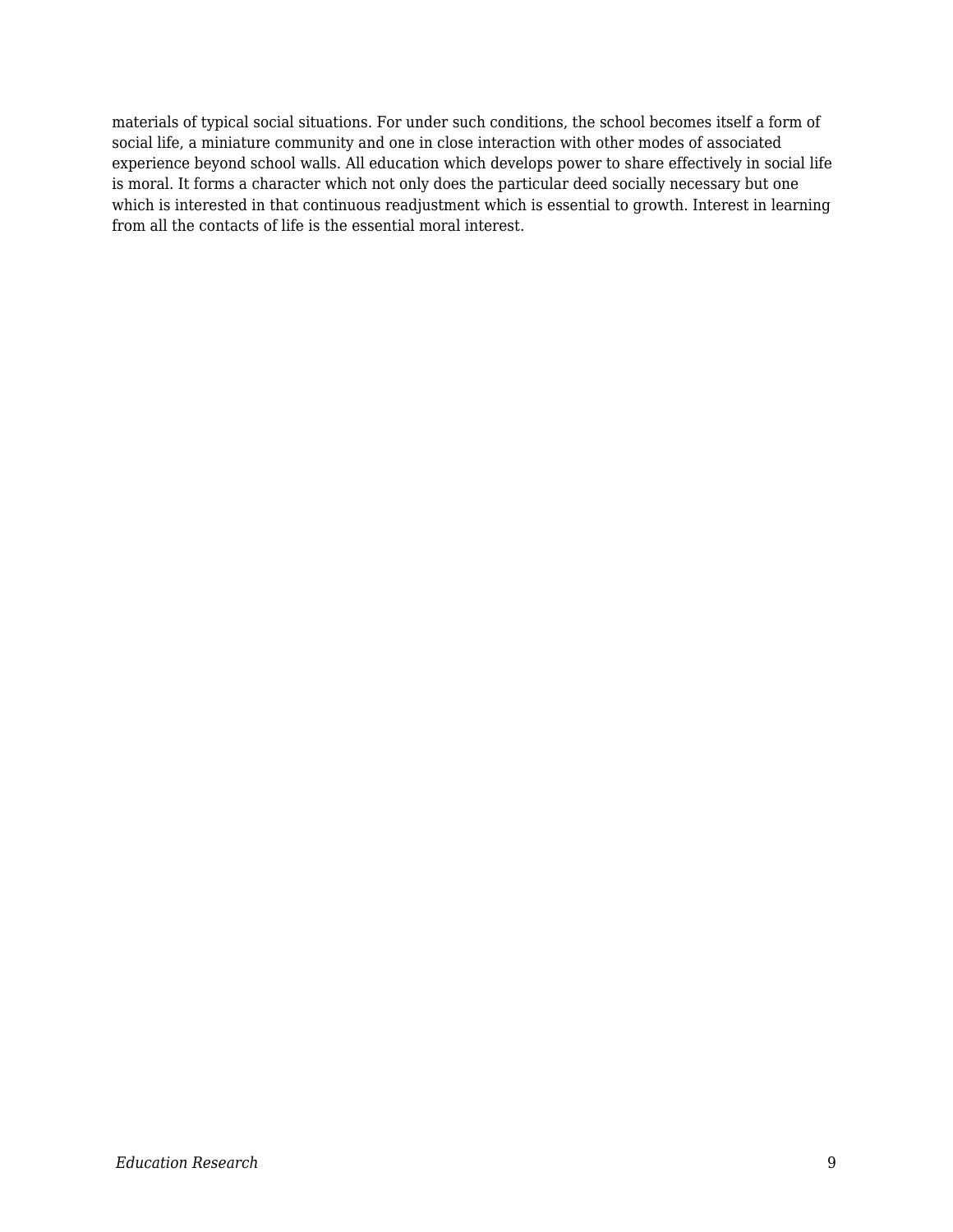materials of typical social situations. For under such conditions, the school becomes itself a form of social life, a miniature community and one in close interaction with other modes of associated experience beyond school walls. All education which develops power to share effectively in social life is moral. It forms a character which not only does the particular deed socially necessary but one which is interested in that continuous readjustment which is essential to growth. Interest in learning from all the contacts of life is the essential moral interest.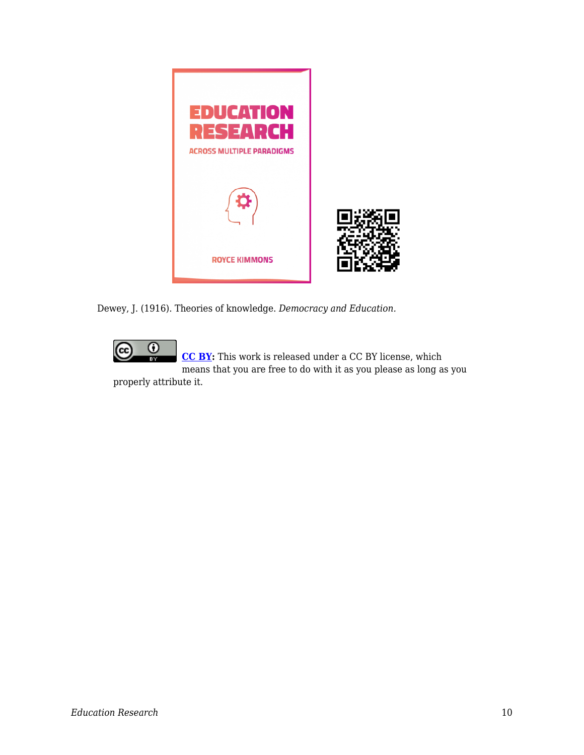Dewey, J. (1916). Theories of knowledge. *Democracy and Education*.

**CC BY:** This work is released under a CC BY license, which means that you are free to do with it as you please as long as you properly attribute it.